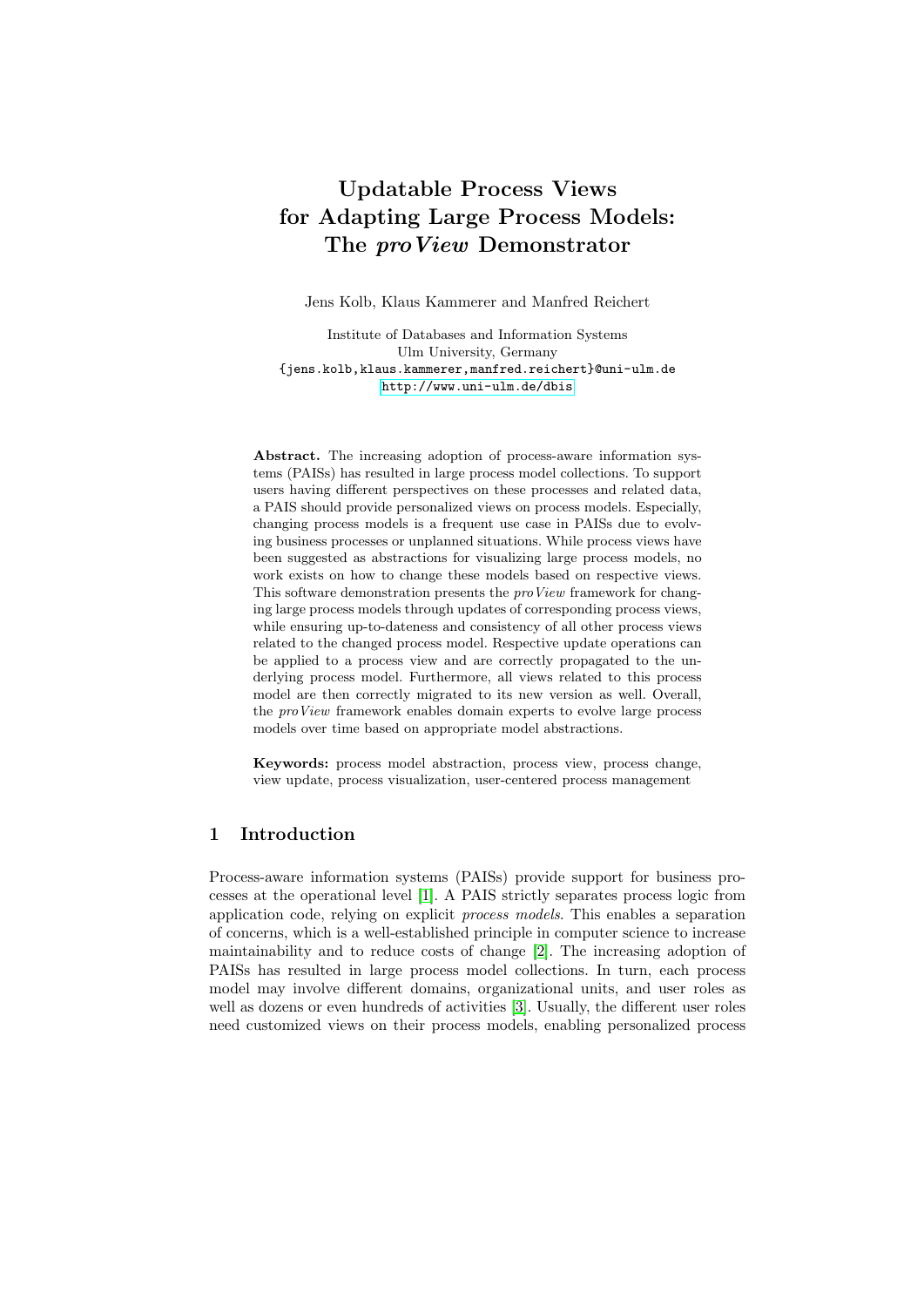# Updatable Process Views for Adapting Large Process Models: The *proView* Demonstrator

Jens Kolb, Klaus Kammerer and Manfred Reichert

Institute of Databases and Information Systems
Ulm University, Germany
{jens.kolb,klaus.kammerer,manfred.reichert}@uni-ulm.de
http://www.uni-ulm.de/dbis

**Abstract.** The increasing adoption of process-aware information systems (PAISs) has resulted in large process model collections. To support users having different perspectives on these processes and related data, a PAIS should provide personalized views on process models. Especially, changing process models is a frequent use case in PAISs due to evolving business processes or unplanned situations. While process views have been suggested as abstractions for visualizing large process models, no work exists on how to change these models based on respective views. This software demonstration presents the *proView* framework for changing large process models through updates of corresponding process views, while ensuring up-to-dateness and consistency of all other process views related to the changed process model. Respective update operations can be applied to a process view and are correctly propagated to the underlying process model. Furthermore, all views related to this process model are then correctly migrated to its new version as well. Overall, the *proView* framework enables domain experts to evolve large process models over time based on appropriate model abstractions.

**Keywords:** process model abstraction, process view, process change, view update, process visualization, user-centered process management

## 1 Introduction

Process-aware information systems (PAISs) provide support for business processes at the operational level [1]. A PAIS strictly separates process logic from application code, relying on explicit *process models*. This enables a separation of concerns, which is a well-established principle in computer science to increase maintainability and to reduce costs of change [2]. The increasing adoption of PAISs has resulted in large process model collections. In turn, each process model may involve different domains, organizational units, and user roles as well as dozens or even hundreds of activities [3]. Usually, the different user roles need customized views on their process models, enabling personalized process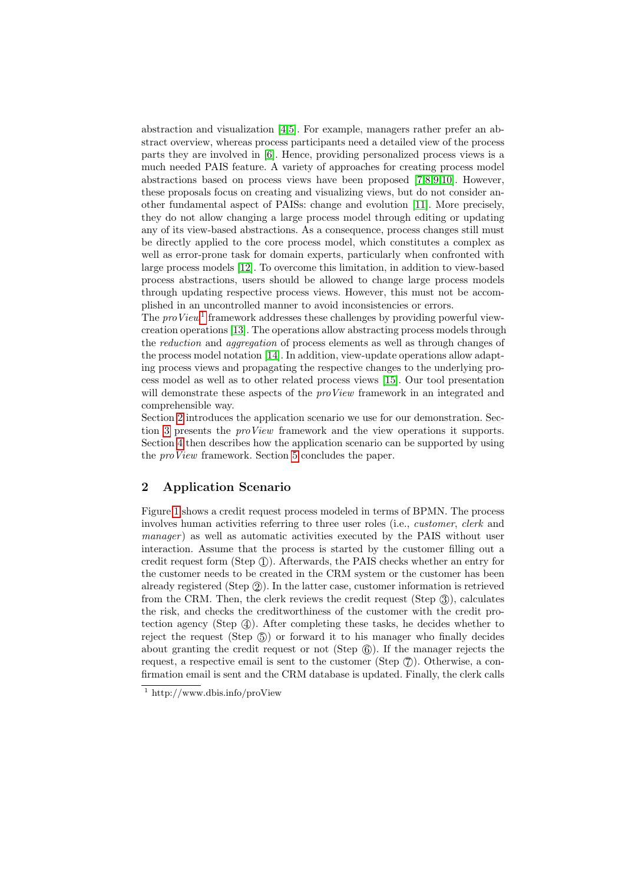abstraction and visualization [4,5]. For example, managers rather prefer an abstract overview, whereas process participants need a detailed view of the process parts they are involved in [6]. Hence, providing personalized process views is a much needed PAIS feature. A variety of approaches for creating process model abstractions based on process views have been proposed [7,8,9,10]. However, these proposals focus on creating and visualizing views, but do not consider another fundamental aspect of PAISs: change and evolution [11]. More precisely, they do not allow changing a large process model through editing or updating any of its view-based abstractions. As a consequence, process changes still must be directly applied to the core process model, which constitutes a complex as well as error-prone task for domain experts, particularly when confronted with large process models [12]. To overcome this limitation, in addition to view-based process abstractions, users should be allowed to change large process models through updating respective process views. However, this must not be accomplished in an uncontrolled manner to avoid inconsistencies or errors.

The *proView*[1] framework addresses these challenges by providing powerful view-creation operations [13]. The operations allow abstracting process models through the *reduction* and *aggregation* of process elements as well as through changes of the process model notation [14]. In addition, view-update operations allow adapting process views and propagating the respective changes to the underlying process model as well as to other related process views [15]. Our tool presentation will demonstrate these aspects of the *proView* framework in an integrated and comprehensible way.

Section 2 introduces the application scenario we use for our demonstration. Section 3 presents the *proView* framework and the view operations it supports. Section 4 then describes how the application scenario can be supported by using the *proView* framework. Section 5 concludes the paper.

## 2 Application Scenario

Figure 1 shows a credit request process modeled in terms of BPMN. The process involves human activities referring to three user roles (i.e., *customer*, *clerk* and *manager*) as well as automatic activities executed by the PAIS without user interaction. Assume that the process is started by the customer filling out a credit request form (Step ①). Afterwards, the PAIS checks whether an entry for the customer needs to be created in the CRM system or the customer has been already registered (Step ②). In the latter case, customer information is retrieved from the CRM. Then, the clerk reviews the credit request (Step ③), calculates the risk, and checks the creditworthiness of the customer with the credit protection agency (Step ④). After completing these tasks, he decides whether to reject the request (Step ⑤) or forward it to his manager who finally decides about granting the credit request or not (Step ⑥). If the manager rejects the request, a respective email is sent to the customer (Step ⑦). Otherwise, a confirmation email is sent and the CRM database is updated. Finally, the clerk calls

[1] http://www.dbis.info/proView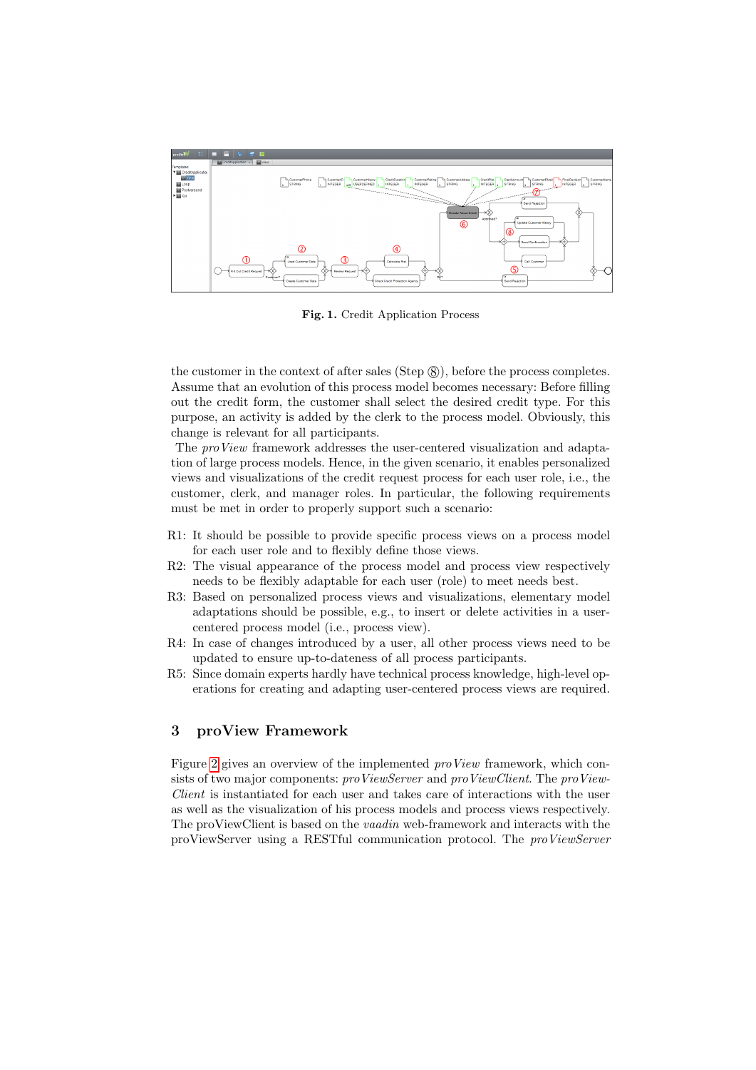Fig. 1. Credit Application Process

the customer in the context of after sales (Step ⑧), before the process completes. Assume that an evolution of this process model becomes necessary: Before filling out the credit form, the customer shall select the desired credit type. For this purpose, an activity is added by the clerk to the process model. Obviously, this change is relevant for all participants.

The *proView* framework addresses the user-centered visualization and adaptation of large process models. Hence, in the given scenario, it enables personalized views and visualizations of the credit request process for each user role, i.e., the customer, clerk, and manager roles. In particular, the following requirements must be met in order to properly support such a scenario:

- R1: It should be possible to provide specific process views on a process model for each user role and to flexibly define those views.
- R2: The visual appearance of the process model and process view respectively needs to be flexibly adaptable for each user (role) to meet needs best.
- R3: Based on personalized process views and visualizations, elementary model adaptations should be possible, e.g., to insert or delete activities in a user-centered process model (i.e., process view).
- R4: In case of changes introduced by a user, all other process views need to be updated to ensure up-to-dateness of all process participants.
- R5: Since domain experts hardly have technical process knowledge, high-level operations for creating and adapting user-centered process views are required.

## 3 proView Framework

Figure 2 gives an overview of the implemented *proView* framework, which consists of two major components: *proViewServer* and *proViewClient*. The *proViewClient* is instantiated for each user and takes care of interactions with the user as well as the visualization of his process models and process views respectively. The proViewClient is based on the *vaadin* web-framework and interacts with the proViewServer using a RESTful communication protocol. The *proViewServer*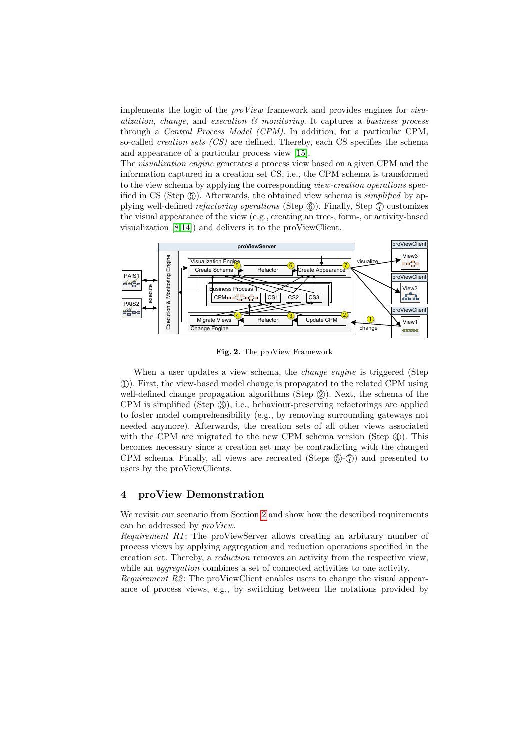implements the logic of the *proView* framework and provides engines for *visualization*, *change*, and *execution & monitoring*. It captures a *business process* through a *Central Process Model (CPM)*. In addition, for a particular CPM, so-called *creation sets (CS)* are defined. Thereby, each CS specifies the schema and appearance of a particular process view [15].

The *visualization engine* generates a process view based on a given CPM and the information captured in a creation set CS, i.e., the CPM schema is transformed to the view schema by applying the corresponding *view-creation operations* specified in CS (Step ⑤). Afterwards, the obtained view schema is *simplified* by applying well-defined *refactoring operations* (Step ⑥). Finally, Step ⑦ customizes the visual appearance of the view (e.g., creating an tree-, form-, or activity-based visualization [8,14]) and delivers it to the proViewClient.

proViewServer
Visualization Engine
Create Schema
Refactor
Create Appearance
Execution & Monitoring Engine
Business Process 1
CPM
CS1
CS2
CS3
Migrate Views
Refactor
Update CPM
Change Engine
PAIS1
PAIS2
execute
visualize
change
proViewClient
View3
proViewClient
View2
proViewClient
View1
1
2
3
4
5
6
7

**Fig. 2.** The proView Framework

When a user updates a view schema, the *change engine* is triggered (Step ①). First, the view-based model change is propagated to the related CPM using well-defined change propagation algorithms (Step ②). Next, the schema of the CPM is simplified (Step ③), i.e., behaviour-preserving refactorings are applied to foster model comprehensibility (e.g., by removing surrounding gateways not needed anymore). Afterwards, the creation sets of all other views associated with the CPM are migrated to the new CPM schema version (Step ④). This becomes necessary since a creation set may be contradicting with the changed CPM schema. Finally, all views are recreated (Steps ⑤-⑦) and presented to users by the proViewClients.

## 4 proView Demonstration

We revisit our scenario from Section 2 and show how the described requirements can be addressed by *proView*.

*Requirement R1*: The proViewServer allows creating an arbitrary number of process views by applying aggregation and reduction operations specified in the creation set. Thereby, a *reduction* removes an activity from the respective view, while an *aggregation* combines a set of connected activities to one activity.

*Requirement R2*: The proViewClient enables users to change the visual appearance of process views, e.g., by switching between the notations provided by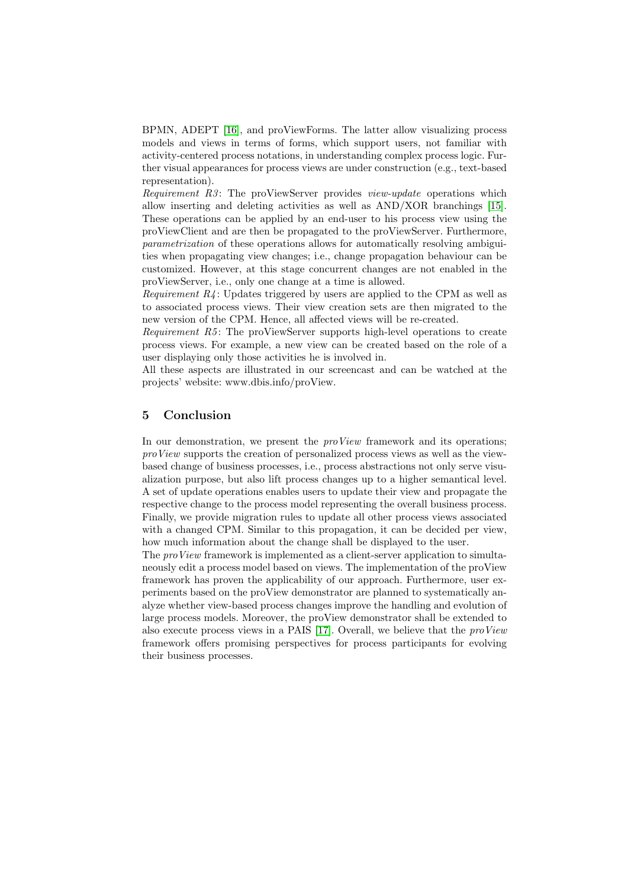BPMN, ADEPT [16], and proViewForms. The latter allow visualizing process models and views in terms of forms, which support users, not familiar with activity-centered process notations, in understanding complex process logic. Further visual appearances for process views are under construction (e.g., text-based representation).

*Requirement R3*: The proViewServer provides *view-update* operations which allow inserting and deleting activities as well as AND/XOR branchings [15]. These operations can be applied by an end-user to his process view using the proViewClient and are then be propagated to the proViewServer. Furthermore, *parametrization* of these operations allows for automatically resolving ambiguities when propagating view changes; i.e., change propagation behaviour can be customized. However, at this stage concurrent changes are not enabled in the proViewServer, i.e., only one change at a time is allowed.

*Requirement R4*: Updates triggered by users are applied to the CPM as well as to associated process views. Their view creation sets are then migrated to the new version of the CPM. Hence, all affected views will be re-created.

*Requirement R5*: The proViewServer supports high-level operations to create process views. For example, a new view can be created based on the role of a user displaying only those activities he is involved in.

All these aspects are illustrated in our screencast and can be watched at the projects' website: www.dbis.info/proView.

## 5 Conclusion

In our demonstration, we present the *proView* framework and its operations; *proView* supports the creation of personalized process views as well as the view-based change of business processes, i.e., process abstractions not only serve visualization purpose, but also lift process changes up to a higher semantical level. A set of update operations enables users to update their view and propagate the respective change to the process model representing the overall business process. Finally, we provide migration rules to update all other process views associated with a changed CPM. Similar to this propagation, it can be decided per view, how much information about the change shall be displayed to the user.

The *proView* framework is implemented as a client-server application to simultaneously edit a process model based on views. The implementation of the proView framework has proven the applicability of our approach. Furthermore, user experiments based on the proView demonstrator are planned to systematically analyze whether view-based process changes improve the handling and evolution of large process models. Moreover, the proView demonstrator shall be extended to also execute process views in a PAIS [17]. Overall, we believe that the *proView* framework offers promising perspectives for process participants for evolving their business processes.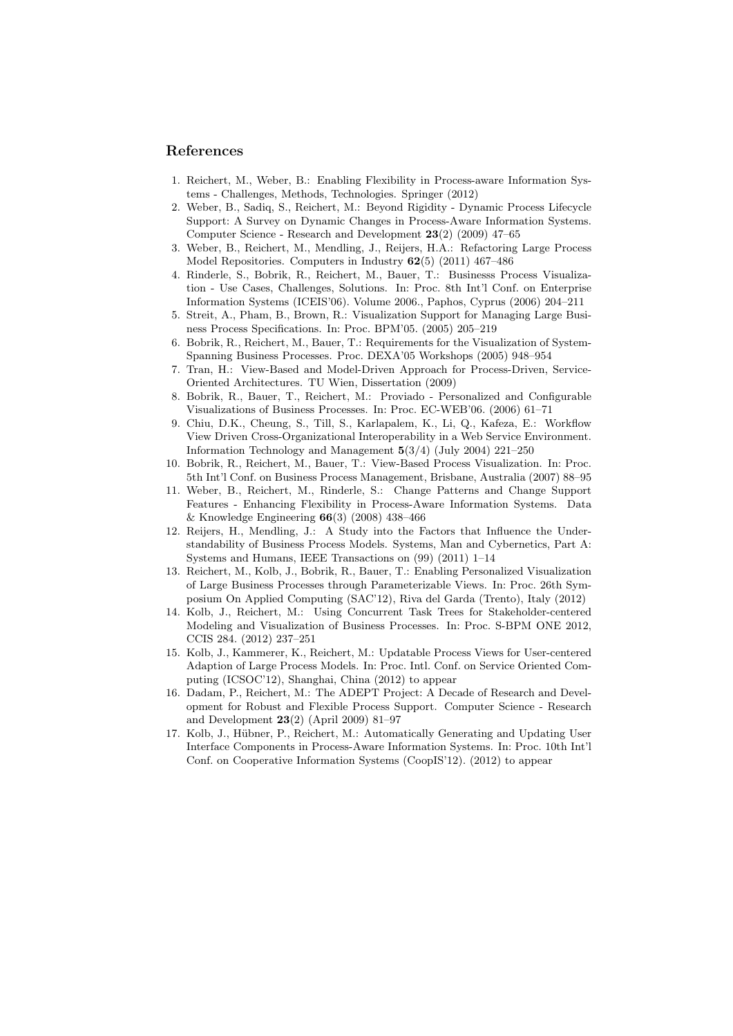## References

1. Reichert, M., Weber, B.: Enabling Flexibility in Process-aware Information Systems - Challenges, Methods, Technologies. Springer (2012)
2. Weber, B., Sadiq, S., Reichert, M.: Beyond Rigidity - Dynamic Process Lifecycle Support: A Survey on Dynamic Changes in Process-Aware Information Systems. Computer Science - Research and Development **23**(2) (2009) 47–65
3. Weber, B., Reichert, M., Mendling, J., Reijers, H.A.: Refactoring Large Process Model Repositories. Computers in Industry **62**(5) (2011) 467–486
4. Rinderle, S., Bobrik, R., Reichert, M., Bauer, T.: Businesss Process Visualization - Use Cases, Challenges, Solutions. In: Proc. 8th Int'l Conf. on Enterprise Information Systems (ICEIS'06). Volume 2006., Paphos, Cyprus (2006) 204–211
5. Streit, A., Pham, B., Brown, R.: Visualization Support for Managing Large Business Process Specifications. In: Proc. BPM'05. (2005) 205–219
6. Bobrik, R., Reichert, M., Bauer, T.: Requirements for the Visualization of System-Spanning Business Processes. Proc. DEXA'05 Workshops (2005) 948–954
7. Tran, H.: View-Based and Model-Driven Approach for Process-Driven, Service-Oriented Architectures. TU Wien, Dissertation (2009)
8. Bobrik, R., Bauer, T., Reichert, M.: Proviado - Personalized and Configurable Visualizations of Business Processes. In: Proc. EC-WEB'06. (2006) 61–71
9. Chiu, D.K., Cheung, S., Till, S., Karlapalem, K., Li, Q., Kafeza, E.: Workflow View Driven Cross-Organizational Interoperability in a Web Service Environment. Information Technology and Management **5**(3/4) (July 2004) 221–250
10. Bobrik, R., Reichert, M., Bauer, T.: View-Based Process Visualization. In: Proc. 5th Int'l Conf. on Business Process Management, Brisbane, Australia (2007) 88–95
11. Weber, B., Reichert, M., Rinderle, S.: Change Patterns and Change Support Features - Enhancing Flexibility in Process-Aware Information Systems. Data & Knowledge Engineering **66**(3) (2008) 438–466
12. Reijers, H., Mendling, J.: A Study into the Factors that Influence the Understandability of Business Process Models. Systems, Man and Cybernetics, Part A: Systems and Humans, IEEE Transactions on (99) (2011) 1–14
13. Reichert, M., Kolb, J., Bobrik, R., Bauer, T.: Enabling Personalized Visualization of Large Business Processes through Parameterizable Views. In: Proc. 26th Symposium On Applied Computing (SAC'12), Riva del Garda (Trento), Italy (2012)
14. Kolb, J., Reichert, M.: Using Concurrent Task Trees for Stakeholder-centered Modeling and Visualization of Business Processes. In: Proc. S-BPM ONE 2012, CCIS 284. (2012) 237–251
15. Kolb, J., Kammerer, K., Reichert, M.: Updatable Process Views for User-centered Adaption of Large Process Models. In: Proc. Intl. Conf. on Service Oriented Computing (ICSOC'12), Shanghai, China (2012) to appear
16. Dadam, P., Reichert, M.: The ADEPT Project: A Decade of Research and Development for Robust and Flexible Process Support. Computer Science - Research and Development **23**(2) (April 2009) 81–97
17. Kolb, J., Hübner, P., Reichert, M.: Automatically Generating and Updating User Interface Components in Process-Aware Information Systems. In: Proc. 10th Int'l Conf. on Cooperative Information Systems (CoopIS'12). (2012) to appear